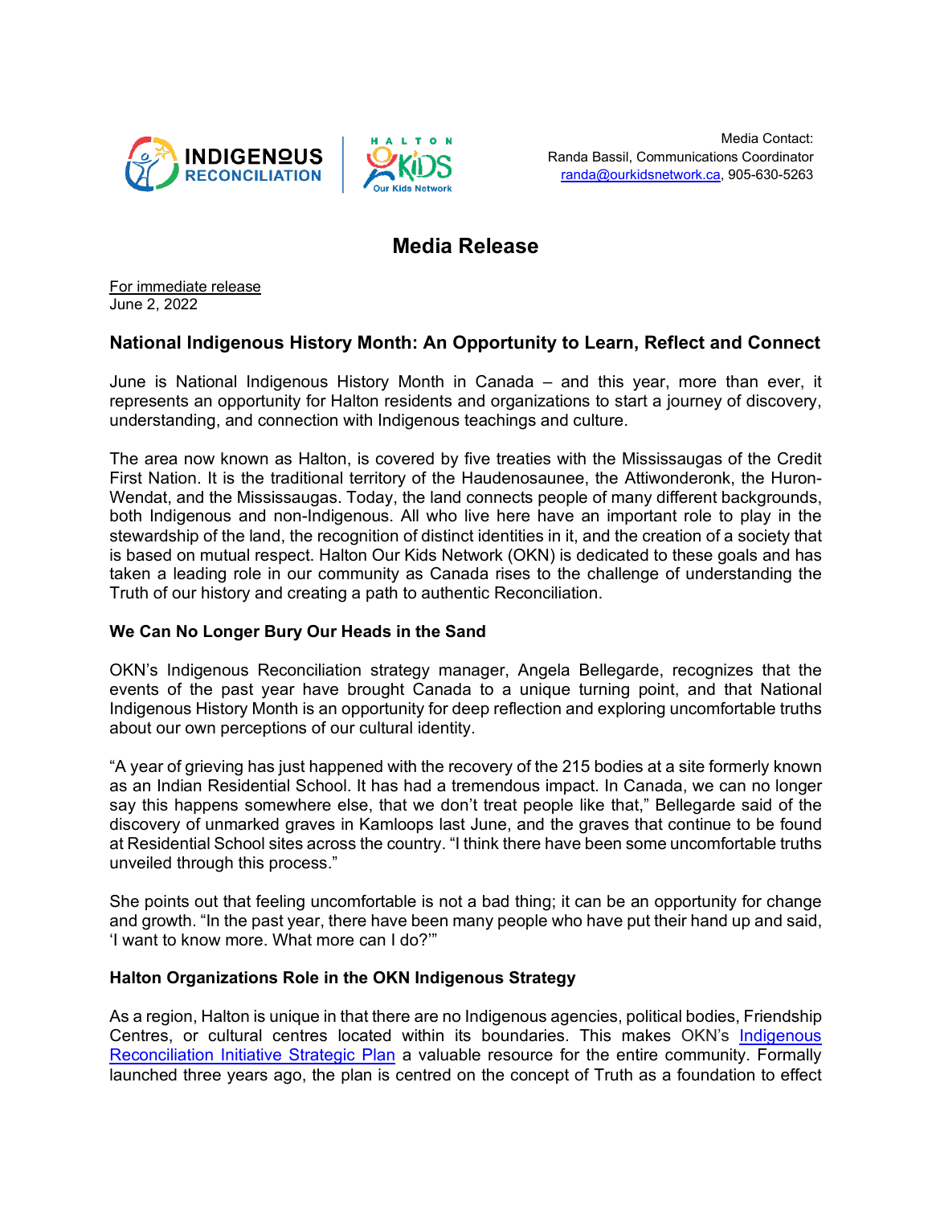Media Contact:
Randa Bassil, Communications Coordinator
randa@ourkidsnetwork.ca, 905-630-5263

# Media Release

For immediate release
June 2, 2022

## National Indigenous History Month: An Opportunity to Learn, Reflect and Connect

June is National Indigenous History Month in Canada – and this year, more than ever, it represents an opportunity for Halton residents and organizations to start a journey of discovery, understanding, and connection with Indigenous teachings and culture.

The area now known as Halton, is covered by five treaties with the Mississaugas of the Credit First Nation. It is the traditional territory of the Haudenosaunee, the Attiwonderonk, the Huron-Wendat, and the Mississaugas. Today, the land connects people of many different backgrounds, both Indigenous and non-Indigenous. All who live here have an important role to play in the stewardship of the land, the recognition of distinct identities in it, and the creation of a society that is based on mutual respect. Halton Our Kids Network (OKN) is dedicated to these goals and has taken a leading role in our community as Canada rises to the challenge of understanding the Truth of our history and creating a path to authentic Reconciliation.

### We Can No Longer Bury Our Heads in the Sand

OKN's Indigenous Reconciliation strategy manager, Angela Bellegarde, recognizes that the events of the past year have brought Canada to a unique turning point, and that National Indigenous History Month is an opportunity for deep reflection and exploring uncomfortable truths about our own perceptions of our cultural identity.

"A year of grieving has just happened with the recovery of the 215 bodies at a site formerly known as an Indian Residential School. It has had a tremendous impact. In Canada, we can no longer say this happens somewhere else, that we don't treat people like that," Bellegarde said of the discovery of unmarked graves in Kamloops last June, and the graves that continue to be found at Residential School sites across the country. "I think there have been some uncomfortable truths unveiled through this process."

She points out that feeling uncomfortable is not a bad thing; it can be an opportunity for change and growth. "In the past year, there have been many people who have put their hand up and said, 'I want to know more. What more can I do?'"

### Halton Organizations Role in the OKN Indigenous Strategy

As a region, Halton is unique in that there are no Indigenous agencies, political bodies, Friendship Centres, or cultural centres located within its boundaries. This makes OKN's Indigenous Reconciliation Initiative Strategic Plan a valuable resource for the entire community. Formally launched three years ago, the plan is centred on the concept of Truth as a foundation to effect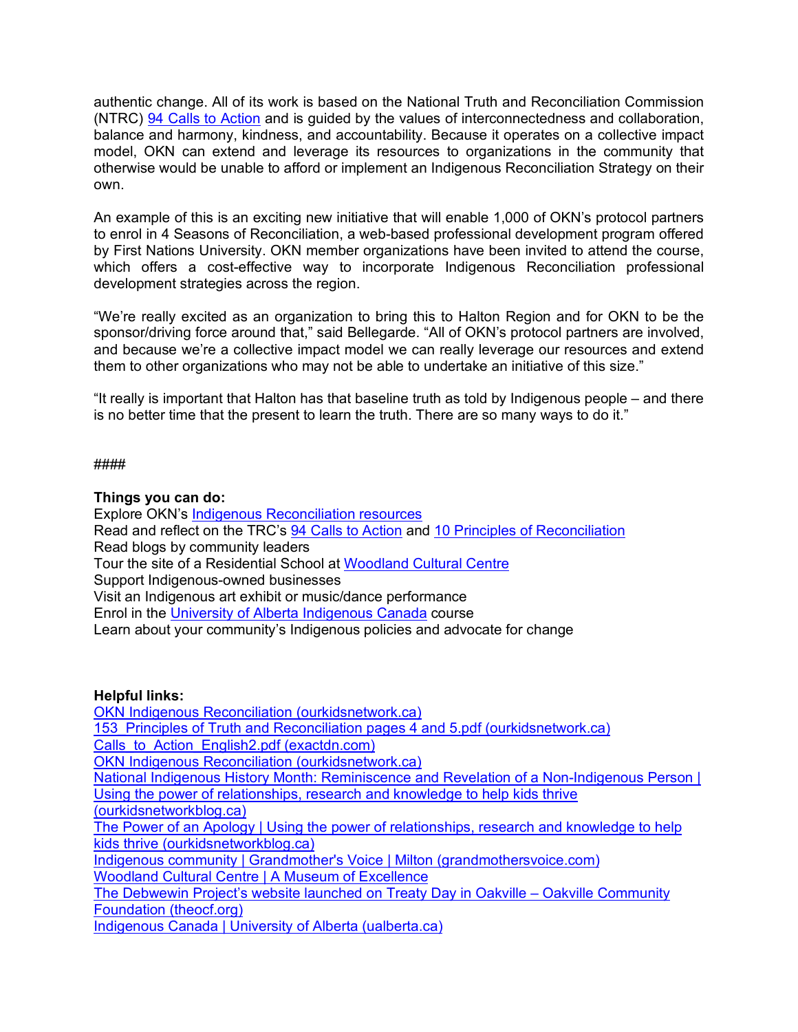authentic change. All of its work is based on the National Truth and Reconciliation Commission (NTRC) 94 Calls to Action and is guided by the values of interconnectedness and collaboration, balance and harmony, kindness, and accountability. Because it operates on a collective impact model, OKN can extend and leverage its resources to organizations in the community that otherwise would be unable to afford or implement an Indigenous Reconciliation Strategy on their own.

An example of this is an exciting new initiative that will enable 1,000 of OKN's protocol partners to enrol in 4 Seasons of Reconciliation, a web-based professional development program offered by First Nations University. OKN member organizations have been invited to attend the course, which offers a cost-effective way to incorporate Indigenous Reconciliation professional development strategies across the region.

"We're really excited as an organization to bring this to Halton Region and for OKN to be the sponsor/driving force around that," said Bellegarde. "All of OKN's protocol partners are involved, and because we're a collective impact model we can really leverage our resources and extend them to other organizations who may not be able to undertake an initiative of this size."

"It really is important that Halton has that baseline truth as told by Indigenous people – and there is no better time that the present to learn the truth. There are so many ways to do it."

####

**Things you can do:**

Explore OKN's Indigenous Reconciliation resources
Read and reflect on the TRC's 94 Calls to Action and 10 Principles of Reconciliation
Read blogs by community leaders
Tour the site of a Residential School at Woodland Cultural Centre
Support Indigenous-owned businesses
Visit an Indigenous art exhibit or music/dance performance
Enrol in the University of Alberta Indigenous Canada course
Learn about your community's Indigenous policies and advocate for change

**Helpful links:**

OKN Indigenous Reconciliation (ourkidsnetwork.ca)
153_Principles of Truth and Reconciliation pages 4 and 5.pdf (ourkidsnetwork.ca)
Calls_to_Action_English2.pdf (exactdn.com)
OKN Indigenous Reconciliation (ourkidsnetwork.ca)
National Indigenous History Month: Reminiscence and Revelation of a Non-Indigenous Person | Using the power of relationships, research and knowledge to help kids thrive (ourkidsnetworkblog.ca)
The Power of an Apology | Using the power of relationships, research and knowledge to help kids thrive (ourkidsnetworkblog.ca)
Indigenous community | Grandmother's Voice | Milton (grandmothersvoice.com)
Woodland Cultural Centre | A Museum of Excellence
The Debwewin Project's website launched on Treaty Day in Oakville – Oakville Community Foundation (theocf.org)
Indigenous Canada | University of Alberta (ualberta.ca)